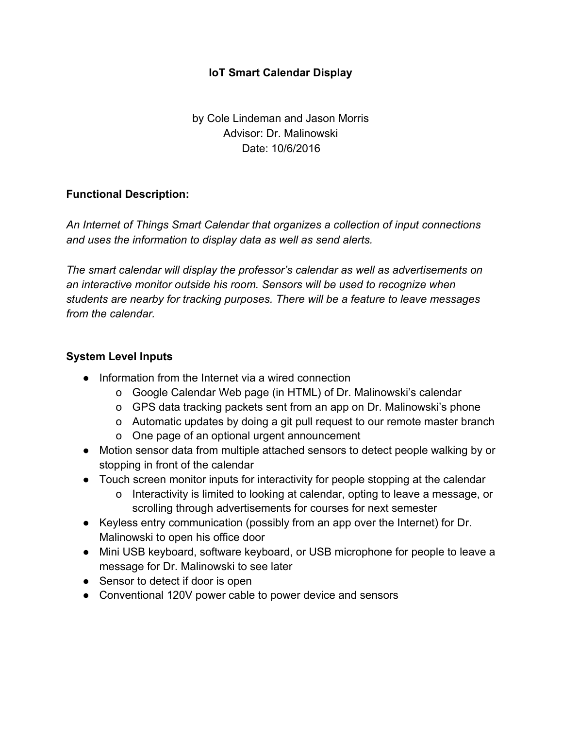# IoT Smart Calendar Display

by Cole Lindeman and Jason Morris
Advisor: Dr. Malinowski
Date: 10/6/2016

## Functional Description:

*An Internet of Things Smart Calendar that organizes a collection of input connections and uses the information to display data as well as send alerts.*

*The smart calendar will display the professor's calendar as well as advertisements on an interactive monitor outside his room. Sensors will be used to recognize when students are nearby for tracking purposes. There will be a feature to leave messages from the calendar.*

## System Level Inputs

- Information from the Internet via a wired connection
  - Google Calendar Web page (in HTML) of Dr. Malinowski's calendar
  - GPS data tracking packets sent from an app on Dr. Malinowski's phone
  - Automatic updates by doing a git pull request to our remote master branch
  - One page of an optional urgent announcement
- Motion sensor data from multiple attached sensors to detect people walking by or stopping in front of the calendar
- Touch screen monitor inputs for interactivity for people stopping at the calendar
  - Interactivity is limited to looking at calendar, opting to leave a message, or scrolling through advertisements for courses for next semester
- Keyless entry communication (possibly from an app over the Internet) for Dr. Malinowski to open his office door
- Mini USB keyboard, software keyboard, or USB microphone for people to leave a message for Dr. Malinowski to see later
- Sensor to detect if door is open
- Conventional 120V power cable to power device and sensors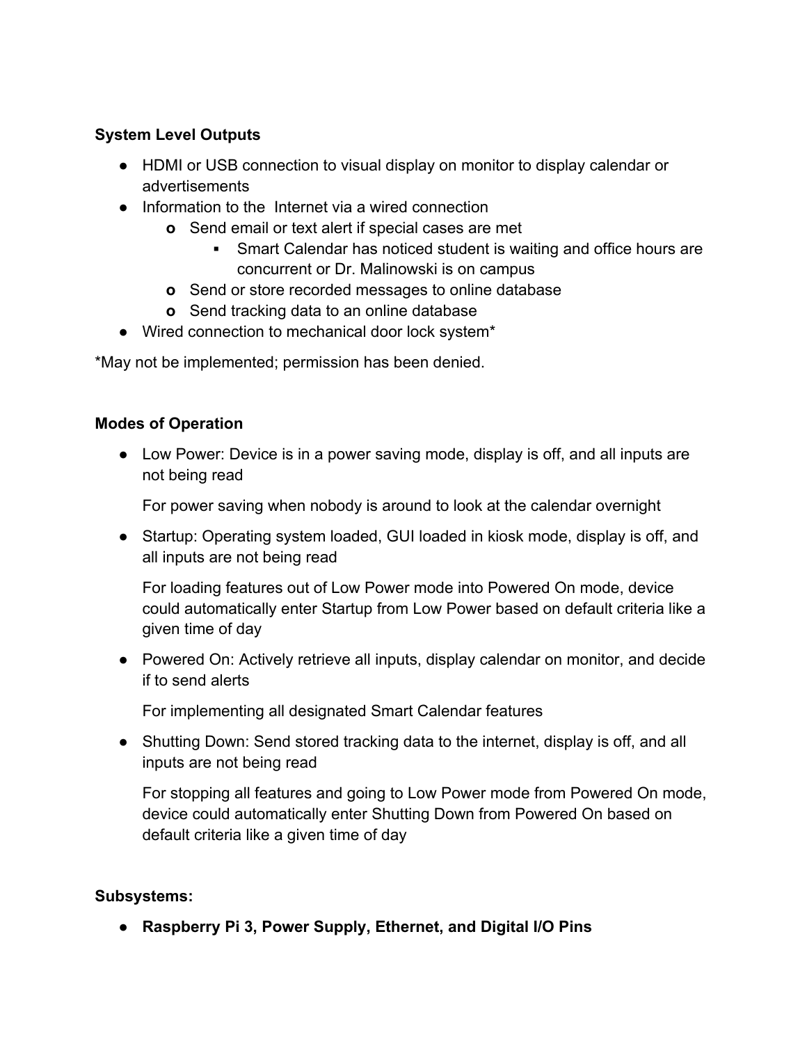**System Level Outputs**

- HDMI or USB connection to visual display on monitor to display calendar or advertisements
- Information to the Internet via a wired connection
    - Send email or text alert if special cases are met
        - Smart Calendar has noticed student is waiting and office hours are concurrent or Dr. Malinowski is on campus
    - Send or store recorded messages to online database
    - Send tracking data to an online database
- Wired connection to mechanical door lock system*

*May not be implemented; permission has been denied.

**Modes of Operation**

- Low Power: Device is in a power saving mode, display is off, and all inputs are not being read

  For power saving when nobody is around to look at the calendar overnight

- Startup: Operating system loaded, GUI loaded in kiosk mode, display is off, and all inputs are not being read

  For loading features out of Low Power mode into Powered On mode, device could automatically enter Startup from Low Power based on default criteria like a given time of day

- Powered On: Actively retrieve all inputs, display calendar on monitor, and decide if to send alerts

  For implementing all designated Smart Calendar features

- Shutting Down: Send stored tracking data to the internet, display is off, and all inputs are not being read

  For stopping all features and going to Low Power mode from Powered On mode, device could automatically enter Shutting Down from Powered On based on default criteria like a given time of day

**Subsystems:**

- **Raspberry Pi 3, Power Supply, Ethernet, and Digital I/O Pins**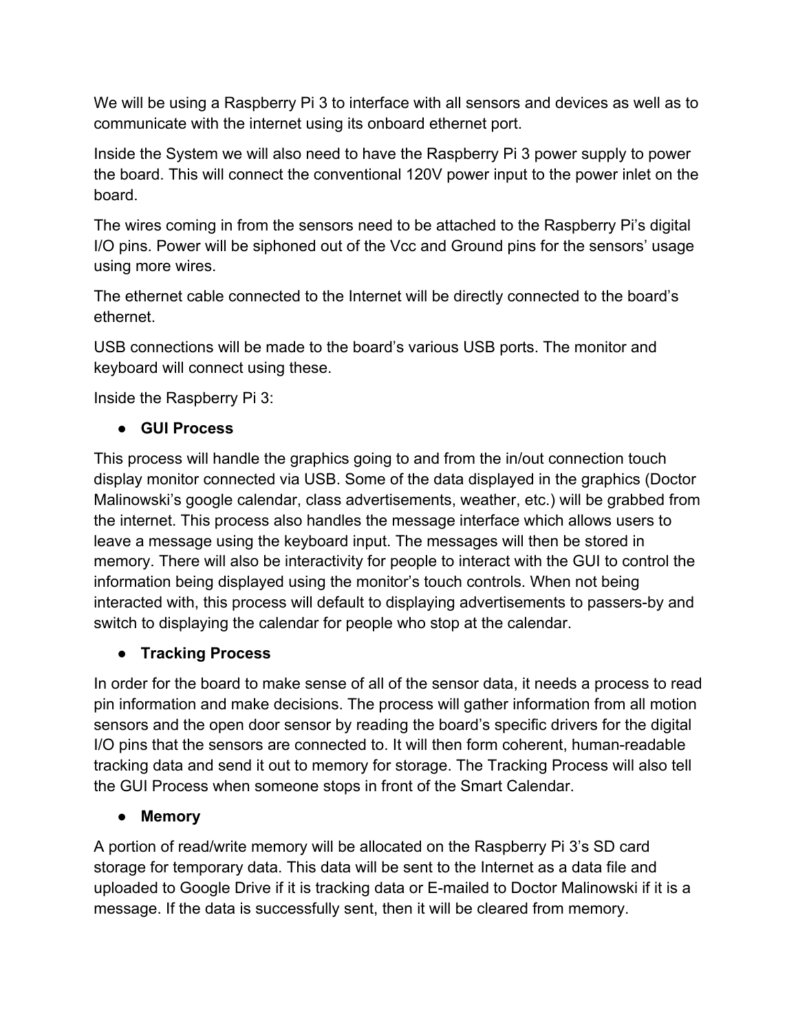We will be using a Raspberry Pi 3 to interface with all sensors and devices as well as to communicate with the internet using its onboard ethernet port.

Inside the System we will also need to have the Raspberry Pi 3 power supply to power the board. This will connect the conventional 120V power input to the power inlet on the board.

The wires coming in from the sensors need to be attached to the Raspberry Pi's digital I/O pins. Power will be siphoned out of the Vcc and Ground pins for the sensors' usage using more wires.

The ethernet cable connected to the Internet will be directly connected to the board's ethernet.

USB connections will be made to the board's various USB ports. The monitor and keyboard will connect using these.

Inside the Raspberry Pi 3:

- **GUI Process**

This process will handle the graphics going to and from the in/out connection touch display monitor connected via USB. Some of the data displayed in the graphics (Doctor Malinowski's google calendar, class advertisements, weather, etc.) will be grabbed from the internet. This process also handles the message interface which allows users to leave a message using the keyboard input. The messages will then be stored in memory. There will also be interactivity for people to interact with the GUI to control the information being displayed using the monitor's touch controls. When not being interacted with, this process will default to displaying advertisements to passers-by and switch to displaying the calendar for people who stop at the calendar.

- **Tracking Process**

In order for the board to make sense of all of the sensor data, it needs a process to read pin information and make decisions. The process will gather information from all motion sensors and the open door sensor by reading the board's specific drivers for the digital I/O pins that the sensors are connected to. It will then form coherent, human-readable tracking data and send it out to memory for storage. The Tracking Process will also tell the GUI Process when someone stops in front of the Smart Calendar.

- **Memory**

A portion of read/write memory will be allocated on the Raspberry Pi 3's SD card storage for temporary data. This data will be sent to the Internet as a data file and uploaded to Google Drive if it is tracking data or E-mailed to Doctor Malinowski if it is a message. If the data is successfully sent, then it will be cleared from memory.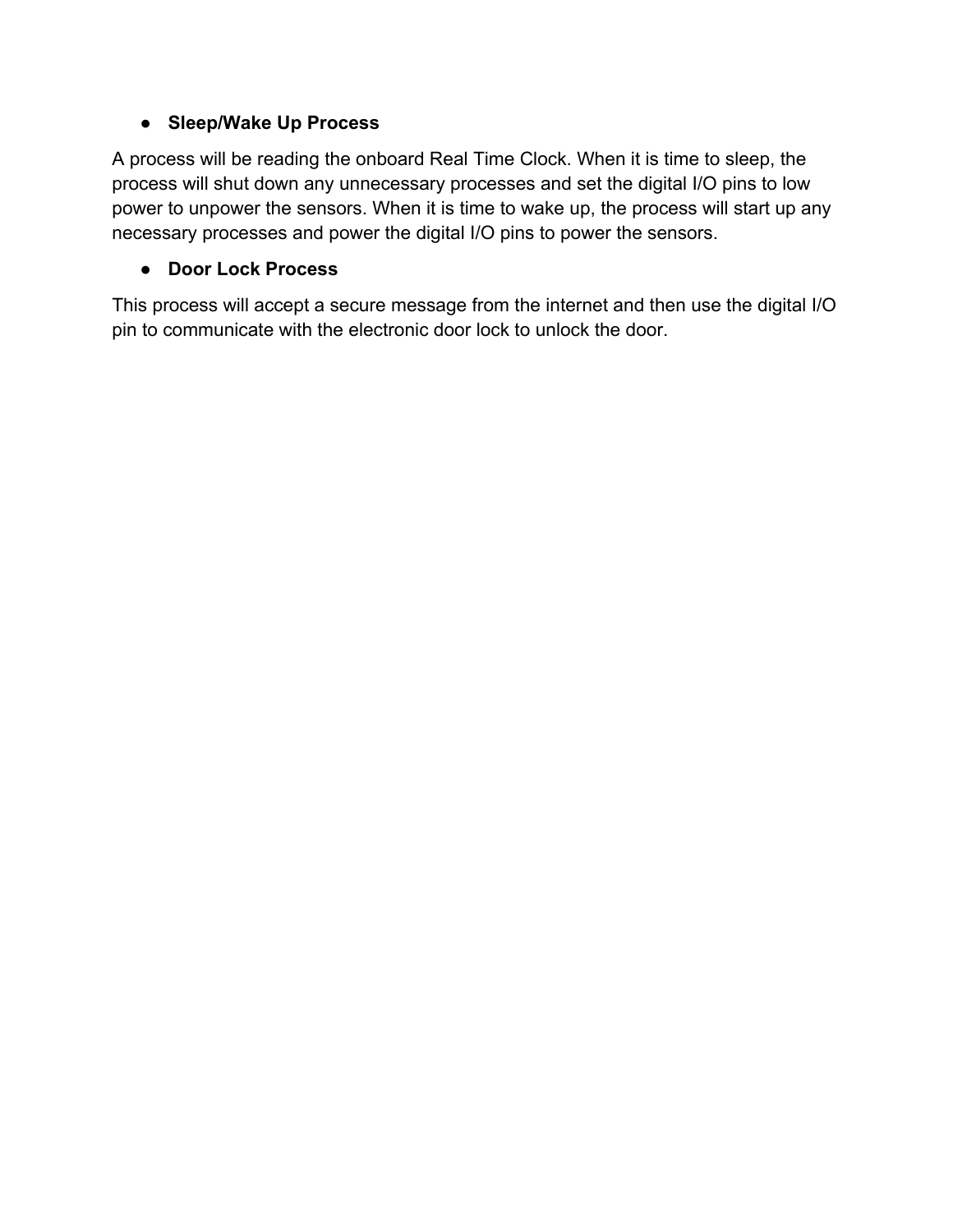- **Sleep/Wake Up Process**

A process will be reading the onboard Real Time Clock. When it is time to sleep, the process will shut down any unnecessary processes and set the digital I/O pins to low power to unpower the sensors. When it is time to wake up, the process will start up any necessary processes and power the digital I/O pins to power the sensors.

- **Door Lock Process**

This process will accept a secure message from the internet and then use the digital I/O pin to communicate with the electronic door lock to unlock the door.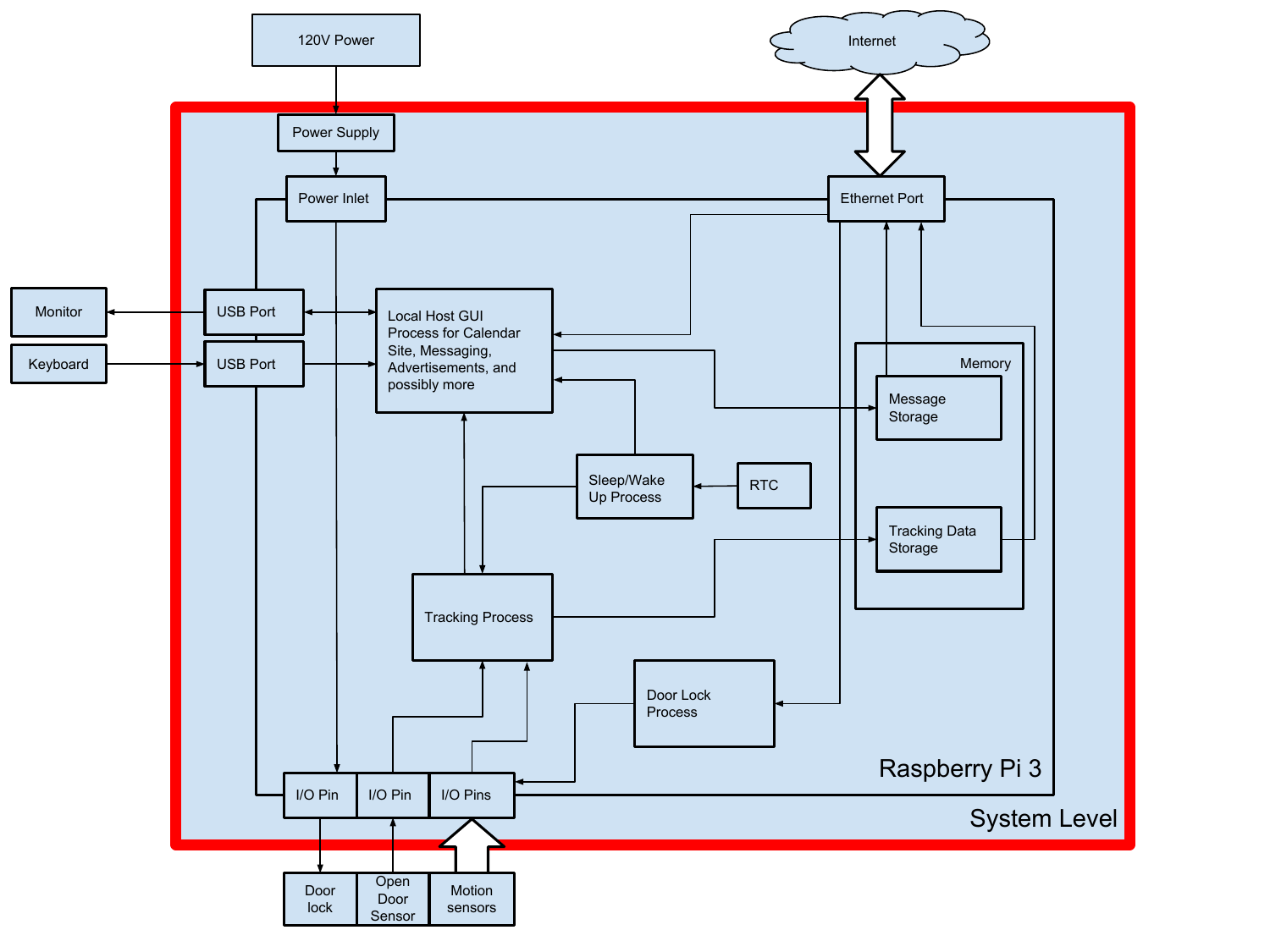120V Power

Internet

Power Supply

Power Inlet

Ethernet Port

Monitor

USB Port

Keyboard

USB Port

Local Host GUI Process for Calendar Site, Messaging, Advertisements, and possibly more

Memory

Message Storage

Sleep/Wake Up Process

RTC

Tracking Data Storage

Tracking Process

Door Lock Process

Raspberry Pi 3

I/O Pin

I/O Pin

I/O Pins

System Level

Door lock

Open Door Sensor

Motion sensors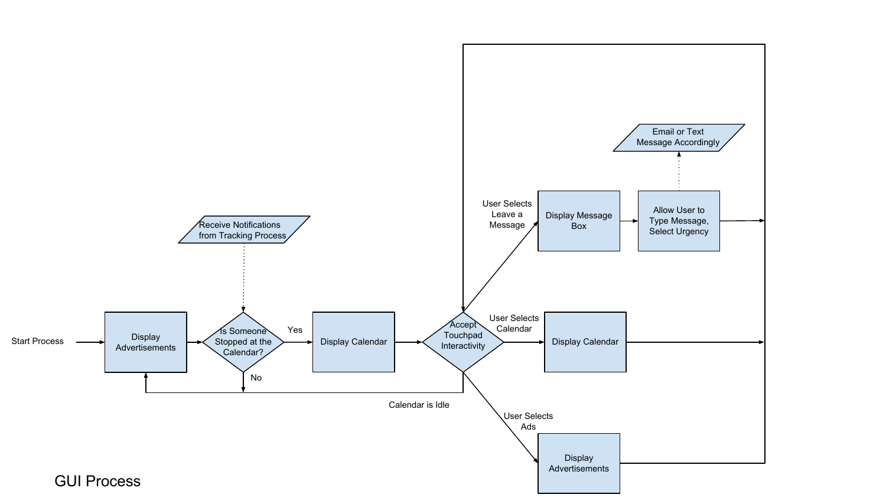Start Process

Display Advertisements

Receive Notifications from Tracking Process

Is Someone Stopped at the Calendar?

Yes

No

Display Calendar

Accept Touchpad Interactivity

Calendar is Idle

User Selects Leave a Message

Display Message Box

Allow User to Type Message, Select Urgency

Email or Text Message Accordingly

User Selects Calendar

Display Calendar

User Selects Ads

Display Advertisements

GUI Process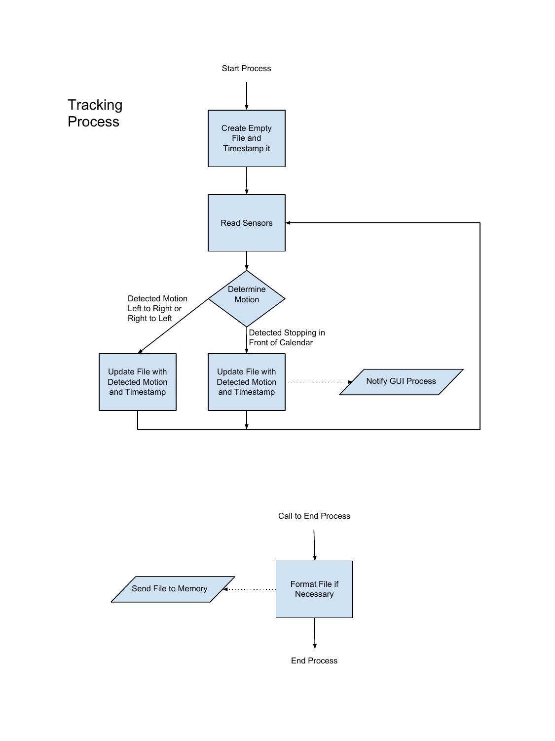# Tracking Process

Start Process

Create Empty File and Timestamp it

Read Sensors

Determine Motion

Detected Motion Left to Right or Right to Left

Detected Stopping in Front of Calendar

Update File with Detected Motion and Timestamp

Update File with Detected Motion and Timestamp

Notify GUI Process

Call to End Process

Format File if Necessary

Send File to Memory

End Process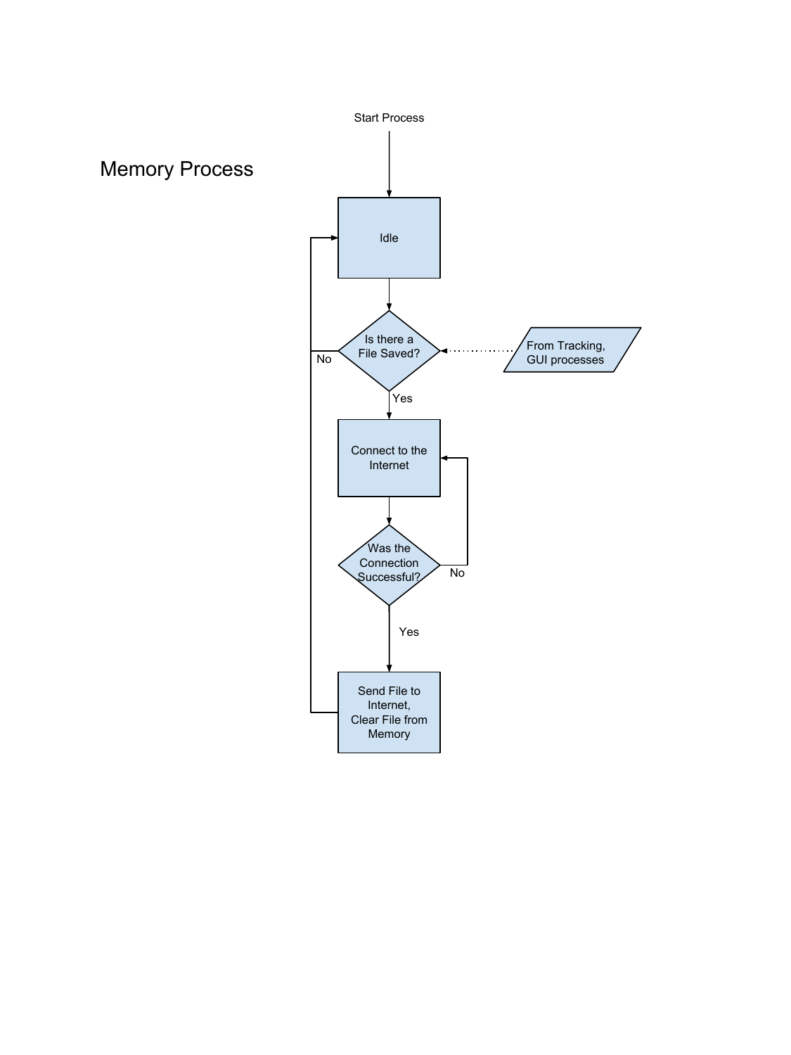# Memory Process

Start Process

Idle

Is there a File Saved?

No

Yes

From Tracking, GUI processes

Connect to the Internet

Was the Connection Successful?

No

Yes

Send File to Internet, Clear File from Memory